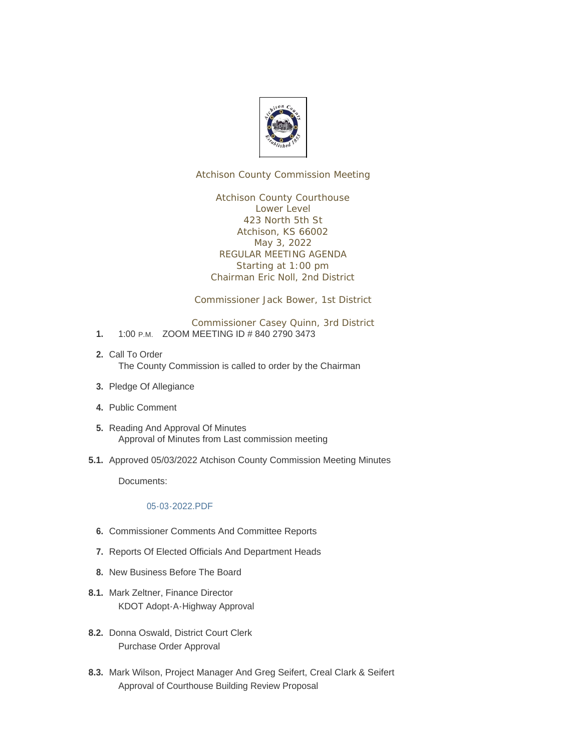Atchison County Commission Meeting

Atchison County Courthouse
Lower Level
423 North 5th St
Atchison, KS 66002
May 3, 2022
REGULAR MEETING AGENDA
Starting at 1:00 pm
Chairman Eric Noll, 2nd District

Commissioner Jack Bower, 1st District

Commissioner Casey Quinn, 3rd District

1. 1:00 P.M. ZOOM MEETING ID # 840 2790 3473

2. Call To Order
   The County Commission is called to order by the Chairman

3. Pledge Of Allegiance

4. Public Comment

5. Reading And Approval Of Minutes
   Approval of Minutes from Last commission meeting

5.1. Approved 05/03/2022 Atchison County Commission Meeting Minutes

   Documents:

   05-03-2022.PDF

6. Commissioner Comments And Committee Reports

7. Reports Of Elected Officials And Department Heads

8. New Business Before The Board

8.1. Mark Zeltner, Finance Director
   KDOT Adopt-A-Highway Approval

8.2. Donna Oswald, District Court Clerk
   Purchase Order Approval

8.3. Mark Wilson, Project Manager And Greg Seifert, Creal Clark & Seifert
   Approval of Courthouse Building Review Proposal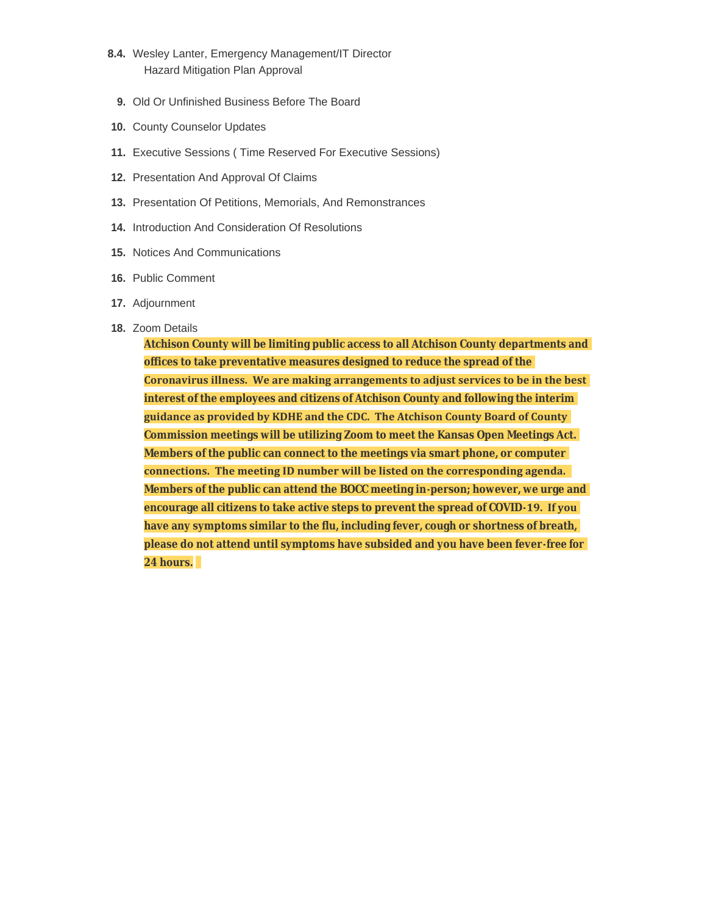8.4. Wesley Lanter, Emergency Management/IT Director
Hazard Mitigation Plan Approval

9. Old Or Unfinished Business Before The Board

10. County Counselor Updates

11. Executive Sessions ( Time Reserved For Executive Sessions)

12. Presentation And Approval Of Claims

13. Presentation Of Petitions, Memorials, And Remonstrances

14. Introduction And Consideration Of Resolutions

15. Notices And Communications

16. Public Comment

17. Adjournment

18. Zoom Details

**Atchison County will be limiting public access to all Atchison County departments and offices to take preventative measures designed to reduce the spread of the Coronavirus illness. We are making arrangements to adjust services to be in the best interest of the employees and citizens of Atchison County and following the interim guidance as provided by KDHE and the CDC. The Atchison County Board of County Commission meetings will be utilizing Zoom to meet the Kansas Open Meetings Act. Members of the public can connect to the meetings via smart phone, or computer connections. The meeting ID number will be listed on the corresponding agenda. Members of the public can attend the BOCC meeting in-person; however, we urge and encourage all citizens to take active steps to prevent the spread of COVID-19. If you have any symptoms similar to the flu, including fever, cough or shortness of breath, please do not attend until symptoms have subsided and you have been fever-free for 24 hours.**